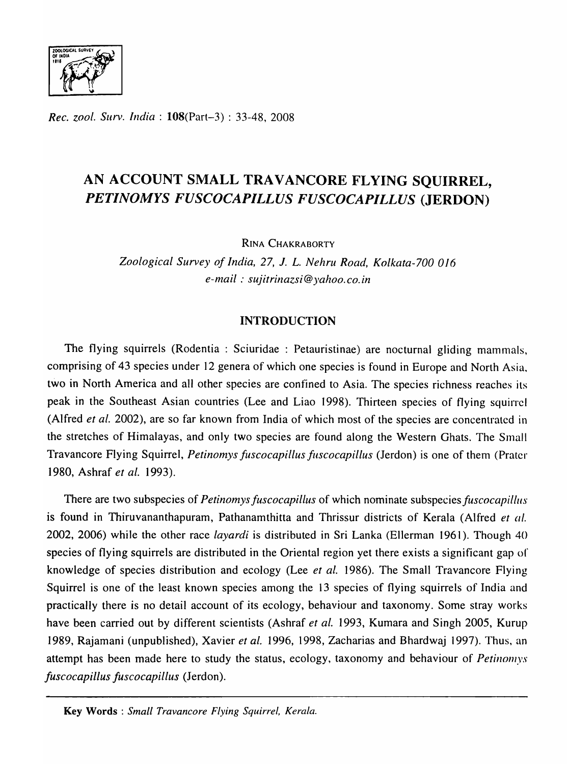# AN ACCOUNT SMALL TRAVANCORE FLYING SQUIRREL, *PETINOMYS FUSCOCAPILLUS FUSCOCAPILLUS* (JERDON)

RINA CHAKRABORTY

*Zoological Survey of India, 27, J. L. Nehru Road, Kolkata-700 016*
*e-mail : sujitrinazsi@yahoo.co.in*

## INTRODUCTION

The flying squirrels (Rodentia : Sciuridae : Petauristinae) are nocturnal gliding mammals, comprising of 43 species under 12 genera of which one species is found in Europe and North Asia, two in North America and all other species are confined to Asia. The species richness reaches its peak in the Southeast Asian countries (Lee and Liao 1998). Thirteen species of flying squirrel (Alfred *et al.* 2002), are so far known from India of which most of the species are concentrated in the stretches of Himalayas, and only two species are found along the Western Ghats. The Small Travancore Flying Squirrel, *Petinomys fuscocapillus fuscocapillus* (Jerdon) is one of them (Prater 1980, Ashraf *et al.* 1993).

There are two subspecies of *Petinomys fuscocapillus* of which nominate subspecies *fuscocapillus* is found in Thiruvananthapuram, Pathanamthitta and Thrissur districts of Kerala (Alfred *et al.* 2002, 2006) while the other race *layardi* is distributed in Sri Lanka (Ellerman 1961). Though 40 species of flying squirrels are distributed in the Oriental region yet there exists a significant gap of knowledge of species distribution and ecology (Lee *et al.* 1986). The Small Travancore Flying Squirrel is one of the least known species among the 13 species of flying squirrels of India and practically there is no detail account of its ecology, behaviour and taxonomy. Some stray works have been carried out by different scientists (Ashraf *et al.* 1993, Kumara and Singh 2005, Kurup 1989, Rajamani (unpublished), Xavier *et al.* 1996, 1998, Zacharias and Bhardwaj 1997). Thus, an attempt has been made here to study the status, ecology, taxonomy and behaviour of *Petinomys fuscocapillus fuscocapillus* (Jerdon).

---

**Key Words** : *Small Travancore Flying Squirrel, Kerala.*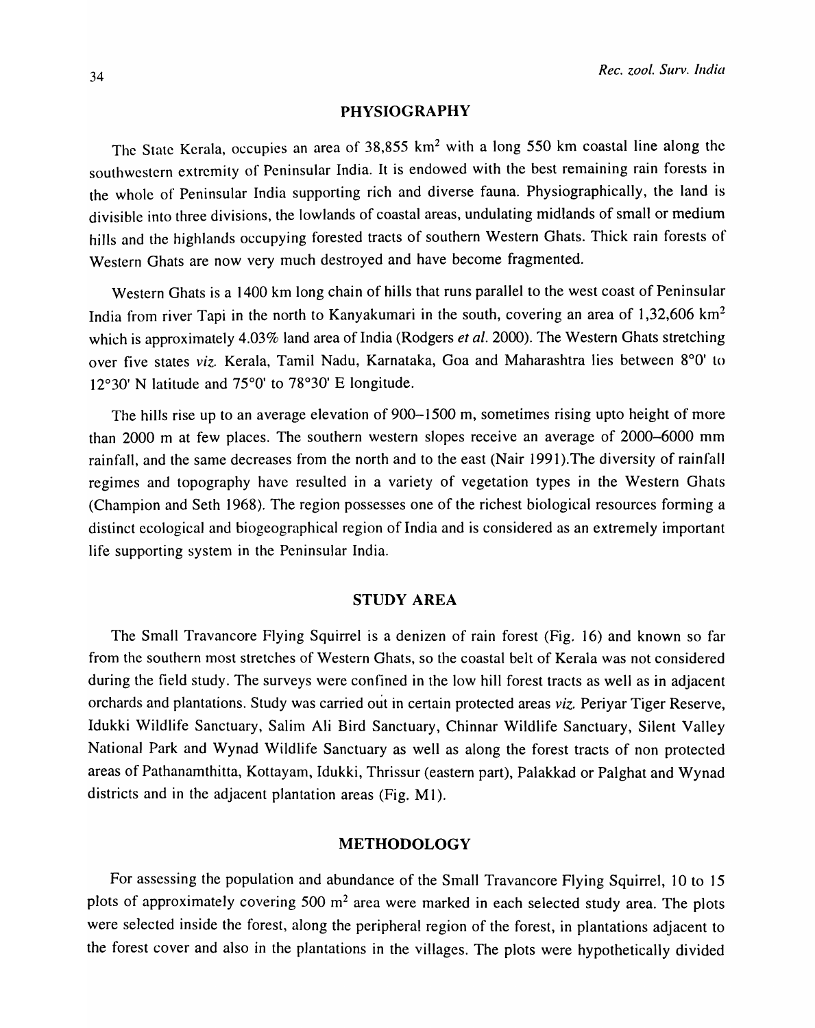## PHYSIOGRAPHY

The State Kerala, occupies an area of 38,855 km$^2$ with a long 550 km coastal line along the southwestern extremity of Peninsular India. It is endowed with the best remaining rain forests in the whole of Peninsular India supporting rich and diverse fauna. Physiographically, the land is divisible into three divisions, the lowlands of coastal areas, undulating midlands of small or medium hills and the highlands occupying forested tracts of southern Western Ghats. Thick rain forests of Western Ghats are now very much destroyed and have become fragmented.

Western Ghats is a 1400 km long chain of hills that runs parallel to the west coast of Peninsular India from river Tapi in the north to Kanyakumari in the south, covering an area of 1,32,606 km$^2$ which is approximately 4.03% land area of India (Rodgers *et al.* 2000). The Western Ghats stretching over five states *viz.* Kerala, Tamil Nadu, Karnataka, Goa and Maharashtra lies between 8°0' to 12°30' N latitude and 75°0' to 78°30' E longitude.

The hills rise up to an average elevation of 900–1500 m, sometimes rising upto height of more than 2000 m at few places. The southern western slopes receive an average of 2000–6000 mm rainfall, and the same decreases from the north and to the east (Nair 1991).The diversity of rainfall regimes and topography have resulted in a variety of vegetation types in the Western Ghats (Champion and Seth 1968). The region possesses one of the richest biological resources forming a distinct ecological and biogeographical region of India and is considered as an extremely important life supporting system in the Peninsular India.

## STUDY AREA

The Small Travancore Flying Squirrel is a denizen of rain forest (Fig. 16) and known so far from the southern most stretches of Western Ghats, so the coastal belt of Kerala was not considered during the field study. The surveys were confined in the low hill forest tracts as well as in adjacent orchards and plantations. Study was carried out in certain protected areas *viz.* Periyar Tiger Reserve, Idukki Wildlife Sanctuary, Salim Ali Bird Sanctuary, Chinnar Wildlife Sanctuary, Silent Valley National Park and Wynad Wildlife Sanctuary as well as along the forest tracts of non protected areas of Pathanamthitta, Kottayam, Idukki, Thrissur (eastern part), Palakkad or Palghat and Wynad districts and in the adjacent plantation areas (Fig. M1).

## METHODOLOGY

For assessing the population and abundance of the Small Travancore Flying Squirrel, 10 to 15 plots of approximately covering 500 m$^2$ area were marked in each selected study area. The plots were selected inside the forest, along the peripheral region of the forest, in plantations adjacent to the forest cover and also in the plantations in the villages. The plots were hypothetically divided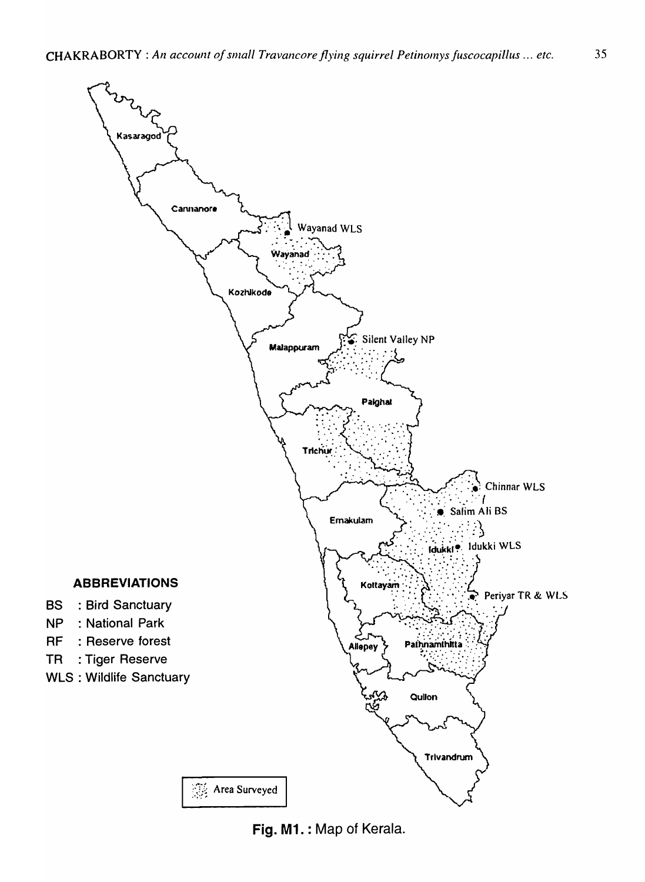Kasaragod

Cannanore

Wayanad WLS

Wayanad

Kozhikode

Silent Valley NP

Malappuram

Palghat

Trichur

Chinnar WLS

Salim Ali BS

Ernakulam

Idukki

Idukki WLS

Kottayam

Periyar TR & WLS

Alleppey

Pathnamthitta

Quilon

Trivandrum

**ABBREVIATIONS**

- BS : Bird Sanctuary
- NP : National Park
- RF : Reserve forest
- TR : Tiger Reserve
- WLS : Wildlife Sanctuary

Area Surveyed

**Fig. M1. :** Map of Kerala.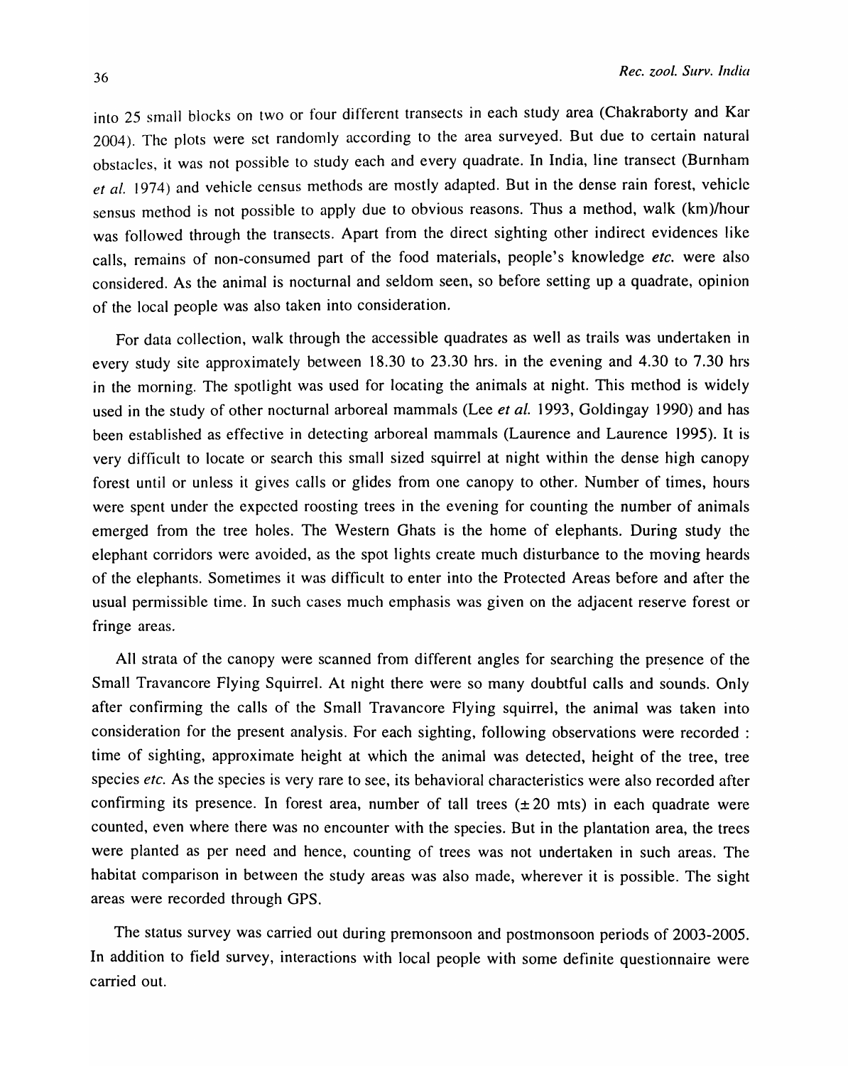into 25 small blocks on two or four different transects in each study area (Chakraborty and Kar 2004). The plots were set randomly according to the area surveyed. But due to certain natural obstacles, it was not possible to study each and every quadrate. In India, line transect (Burnham *et al.* 1974) and vehicle census methods are mostly adapted. But in the dense rain forest, vehicle sensus method is not possible to apply due to obvious reasons. Thus a method, walk (km)/hour was followed through the transects. Apart from the direct sighting other indirect evidences like calls, remains of non-consumed part of the food materials, people's knowledge *etc.* were also considered. As the animal is nocturnal and seldom seen, so before setting up a quadrate, opinion of the local people was also taken into consideration.

For data collection, walk through the accessible quadrates as well as trails was undertaken in every study site approximately between 18.30 to 23.30 hrs. in the evening and 4.30 to 7.30 hrs in the morning. The spotlight was used for locating the animals at night. This method is widely used in the study of other nocturnal arboreal mammals (Lee *et al.* 1993, Goldingay 1990) and has been established as effective in detecting arboreal mammals (Laurence and Laurence 1995). It is very difficult to locate or search this small sized squirrel at night within the dense high canopy forest until or unless it gives calls or glides from one canopy to other. Number of times, hours were spent under the expected roosting trees in the evening for counting the number of animals emerged from the tree holes. The Western Ghats is the home of elephants. During study the elephant corridors were avoided, as the spot lights create much disturbance to the moving heards of the elephants. Sometimes it was difficult to enter into the Protected Areas before and after the usual permissible time. In such cases much emphasis was given on the adjacent reserve forest or fringe areas.

All strata of the canopy were scanned from different angles for searching the presence of the Small Travancore Flying Squirrel. At night there were so many doubtful calls and sounds. Only after confirming the calls of the Small Travancore Flying squirrel, the animal was taken into consideration for the present analysis. For each sighting, following observations were recorded : time of sighting, approximate height at which the animal was detected, height of the tree, tree species *etc.* As the species is very rare to see, its behavioral characteristics were also recorded after confirming its presence. In forest area, number of tall trees (± 20 mts) in each quadrate were counted, even where there was no encounter with the species. But in the plantation area, the trees were planted as per need and hence, counting of trees was not undertaken in such areas. The habitat comparison in between the study areas was also made, wherever it is possible. The sight areas were recorded through GPS.

The status survey was carried out during premonsoon and postmonsoon periods of 2003-2005. In addition to field survey, interactions with local people with some definite questionnaire were carried out.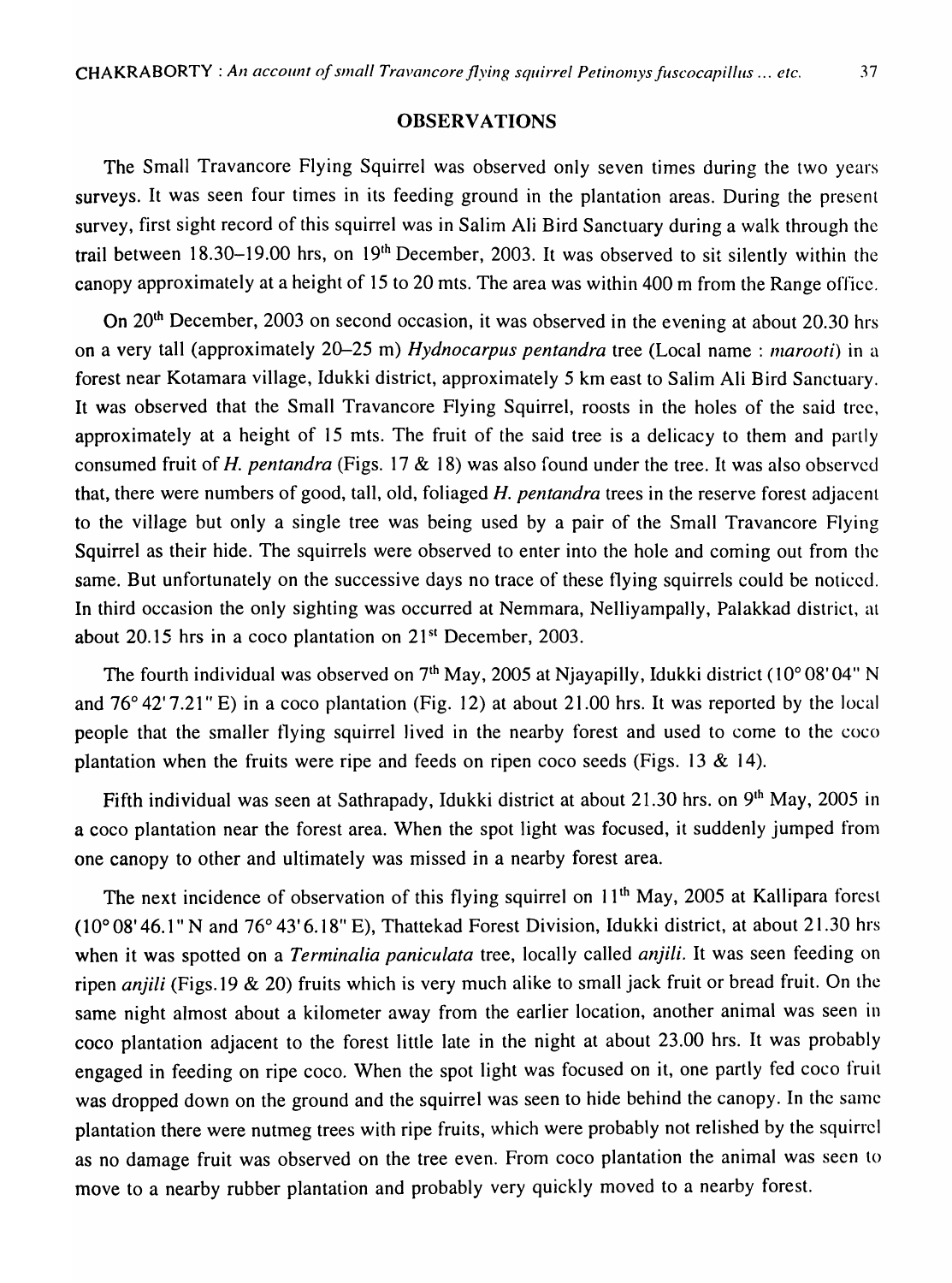## OBSERVATIONS

The Small Travancore Flying Squirrel was observed only seven times during the two years surveys. It was seen four times in its feeding ground in the plantation areas. During the present survey, first sight record of this squirrel was in Salim Ali Bird Sanctuary during a walk through the trail between 18.30–19.00 hrs, on 19th December, 2003. It was observed to sit silently within the canopy approximately at a height of 15 to 20 mts. The area was within 400 m from the Range office.

On 20th December, 2003 on second occasion, it was observed in the evening at about 20.30 hrs on a very tall (approximately 20–25 m) *Hydnocarpus pentandra* tree (Local name : *marooti*) in a forest near Kotamara village, Idukki district, approximately 5 km east to Salim Ali Bird Sanctuary. It was observed that the Small Travancore Flying Squirrel, roosts in the holes of the said tree, approximately at a height of 15 mts. The fruit of the said tree is a delicacy to them and partly consumed fruit of *H. pentandra* (Figs. 17 & 18) was also found under the tree. It was also observed that, there were numbers of good, tall, old, foliaged *H. pentandra* trees in the reserve forest adjacent to the village but only a single tree was being used by a pair of the Small Travancore Flying Squirrel as their hide. The squirrels were observed to enter into the hole and coming out from the same. But unfortunately on the successive days no trace of these flying squirrels could be noticed. In third occasion the only sighting was occurred at Nemmara, Nelliyampally, Palakkad district, at about 20.15 hrs in a coco plantation on 21st December, 2003.

The fourth individual was observed on 7th May, 2005 at Njayapilly, Idukki district (10° 08' 04" N and 76° 42' 7.21" E) in a coco plantation (Fig. 12) at about 21.00 hrs. It was reported by the local people that the smaller flying squirrel lived in the nearby forest and used to come to the coco plantation when the fruits were ripe and feeds on ripen coco seeds (Figs. 13 & 14).

Fifth individual was seen at Sathrapady, Idukki district at about 21.30 hrs. on 9th May, 2005 in a coco plantation near the forest area. When the spot light was focused, it suddenly jumped from one canopy to other and ultimately was missed in a nearby forest area.

The next incidence of observation of this flying squirrel on 11th May, 2005 at Kallipara forest (10° 08' 46.1" N and 76° 43' 6.18" E), Thattekad Forest Division, Idukki district, at about 21.30 hrs when it was spotted on a *Terminalia paniculata* tree, locally called *anjili*. It was seen feeding on ripen *anjili* (Figs. 19 & 20) fruits which is very much alike to small jack fruit or bread fruit. On the same night almost about a kilometer away from the earlier location, another animal was seen in coco plantation adjacent to the forest little late in the night at about 23.00 hrs. It was probably engaged in feeding on ripe coco. When the spot light was focused on it, one partly fed coco fruit was dropped down on the ground and the squirrel was seen to hide behind the canopy. In the same plantation there were nutmeg trees with ripe fruits, which were probably not relished by the squirrel as no damage fruit was observed on the tree even. From coco plantation the animal was seen to move to a nearby rubber plantation and probably very quickly moved to a nearby forest.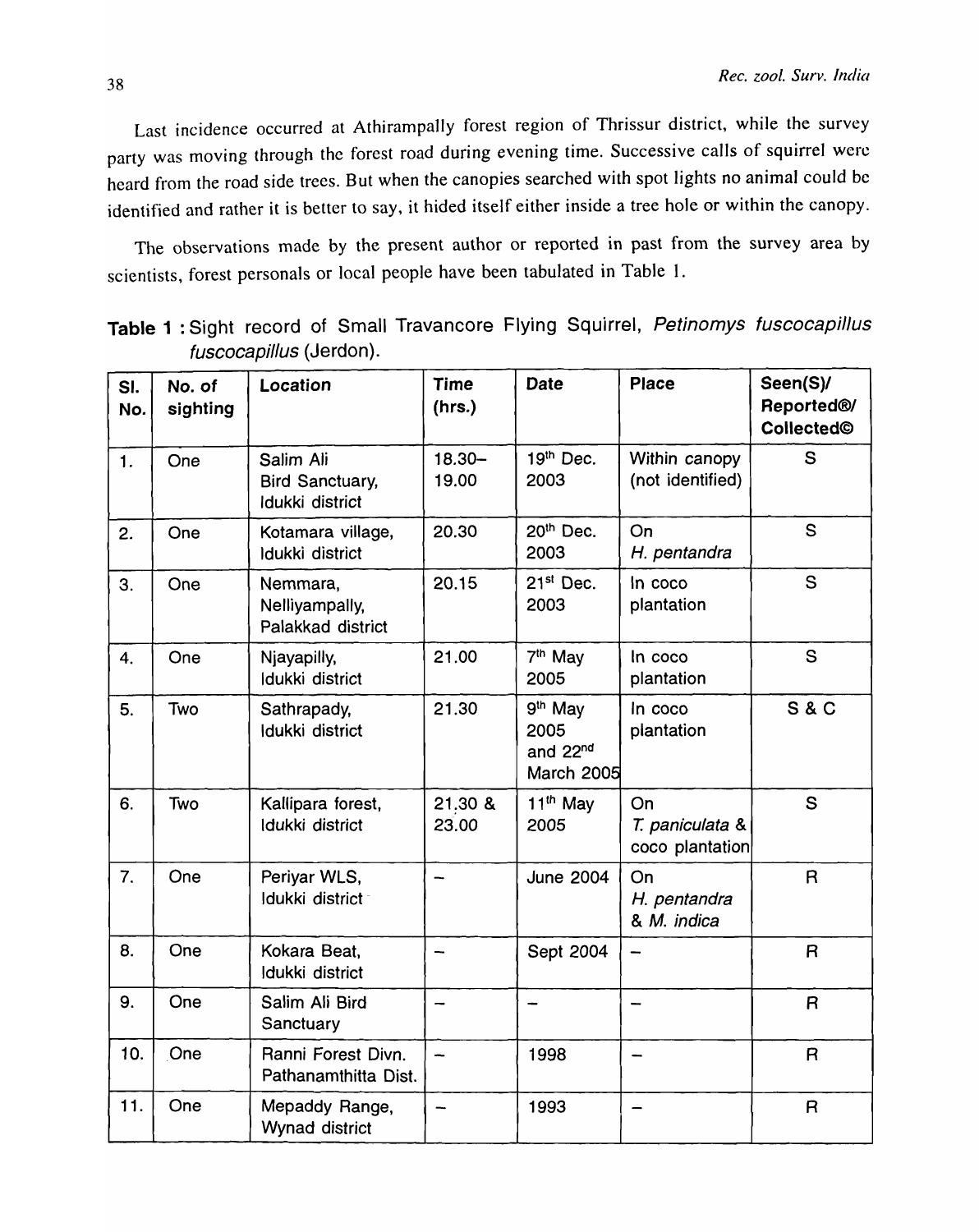Last incidence occurred at Athirampally forest region of Thrissur district, while the survey party was moving through the forest road during evening time. Successive calls of squirrel were heard from the road side trees. But when the canopies searched with spot lights no animal could be identified and rather it is better to say, it hided itself either inside a tree hole or within the canopy.

The observations made by the present author or reported in past from the survey area by scientists, forest personals or local people have been tabulated in Table 1.

**Table 1** : Sight record of Small Travancore Flying Squirrel, *Petinomys fuscocapillus fuscocapillus* (Jerdon).

| Sl. No. | No. of sighting | Location | Time (hrs.) | Date | Place | Seen(S)/ Reported®/ Collected© |
|---|---|---|---|---|---|---|
| 1. | One | Salim Ali Bird Sanctuary, Idukki district | 18.30–19.00 | 19th Dec. 2003 | Within canopy (not identified) | S |
| 2. | One | Kotamara village, Idukki district | 20.30 | 20th Dec. 2003 | On *H. pentandra* | S |
| 3. | One | Nemmara, Nelliyampally, Palakkad district | 20.15 | 21st Dec. 2003 | In coco plantation | S |
| 4. | One | Njayapilly, Idukki district | 21.00 | 7th May 2005 | In coco plantation | S |
| 5. | Two | Sathrapady, Idukki district | 21.30 | 9th May 2005 and 22nd March 2005 | In coco plantation | S & C |
| 6. | Two | Kallipara forest, Idukki district | 21.30 & 23.00 | 11th May 2005 | On *T. paniculata* & coco plantation | S |
| 7. | One | Periyar WLS, Idukki district | – | June 2004 | On *H. pentandra* & *M. indica* | R |
| 8. | One | Kokara Beat, Idukki district | – | Sept 2004 | – | R |
| 9. | One | Salim Ali Bird Sanctuary | – | – | – | R |
| 10. | One | Ranni Forest Divn. Pathanamthitta Dist. | – | 1998 | – | R |
| 11. | One | Mepaddy Range, Wynad district | – | 1993 | – | R |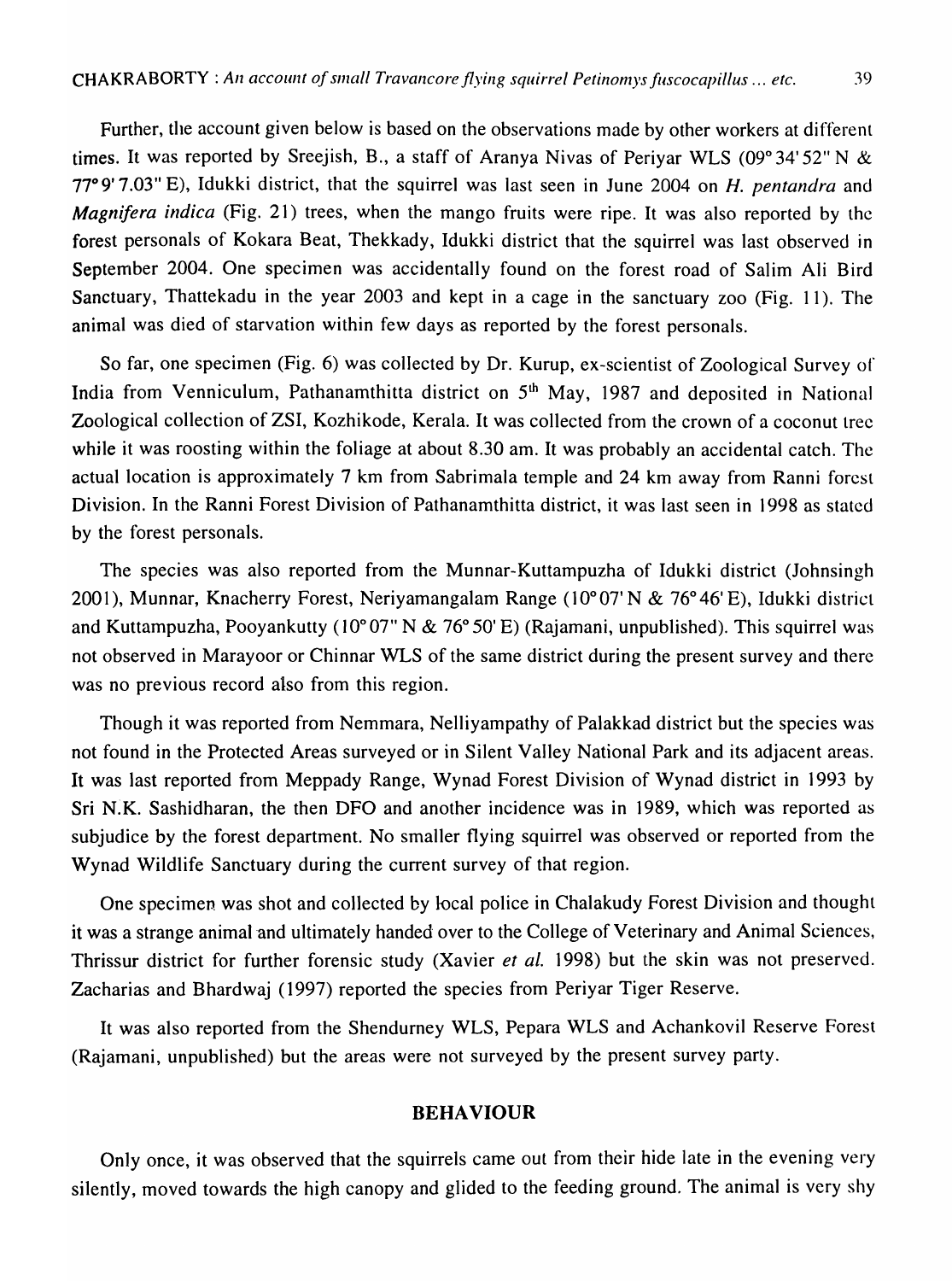Further, the account given below is based on the observations made by other workers at different times. It was reported by Sreejish, B., a staff of Aranya Nivas of Periyar WLS (09° 34' 52" N & 77° 9' 7.03" E), Idukki district, that the squirrel was last seen in June 2004 on *H. pentandra* and *Magnifera indica* (Fig. 21) trees, when the mango fruits were ripe. It was also reported by the forest personals of Kokara Beat, Thekkady, Idukki district that the squirrel was last observed in September 2004. One specimen was accidentally found on the forest road of Salim Ali Bird Sanctuary, Thattekadu in the year 2003 and kept in a cage in the sanctuary zoo (Fig. 11). The animal was died of starvation within few days as reported by the forest personals.

So far, one specimen (Fig. 6) was collected by Dr. Kurup, ex-scientist of Zoological Survey of India from Venniculum, Pathanamthitta district on 5th May, 1987 and deposited in National Zoological collection of ZSI, Kozhikode, Kerala. It was collected from the crown of a coconut tree while it was roosting within the foliage at about 8.30 am. It was probably an accidental catch. The actual location is approximately 7 km from Sabrimala temple and 24 km away from Ranni Forest Division. In the Ranni Forest Division of Pathanamthitta district, it was last seen in 1998 as stated by the forest personals.

The species was also reported from the Munnar-Kuttampuzha of Idukki district (Johnsingh 2001), Munnar, Knacherry Forest, Neriyamangalam Range (10° 07' N & 76° 46' E), Idukki district and Kuttampuzha, Pooyankutty (10° 07" N & 76° 50' E) (Rajamani, unpublished). This squirrel was not observed in Marayoor or Chinnar WLS of the same district during the present survey and there was no previous record also from this region.

Though it was reported from Nemmara, Nelliyampathy of Palakkad district but the species was not found in the Protected Areas surveyed or in Silent Valley National Park and its adjacent areas. It was last reported from Meppady Range, Wynad Forest Division of Wynad district in 1993 by Sri N.K. Sashidharan, the then DFO and another incidence was in 1989, which was reported as subjudice by the forest department. No smaller flying squirrel was observed or reported from the Wynad Wildlife Sanctuary during the current survey of that region.

One specimen was shot and collected by local police in Chalakudy Forest Division and thought it was a strange animal and ultimately handed over to the College of Veterinary and Animal Sciences, Thrissur district for further forensic study (Xavier *et al.* 1998) but the skin was not preserved. Zacharias and Bhardwaj (1997) reported the species from Periyar Tiger Reserve.

It was also reported from the Shendurney WLS, Pepara WLS and Achankovil Reserve Forest (Rajamani, unpublished) but the areas were not surveyed by the present survey party.

## BEHAVIOUR

Only once, it was observed that the squirrels came out from their hide late in the evening very silently, moved towards the high canopy and glided to the feeding ground. The animal is very shy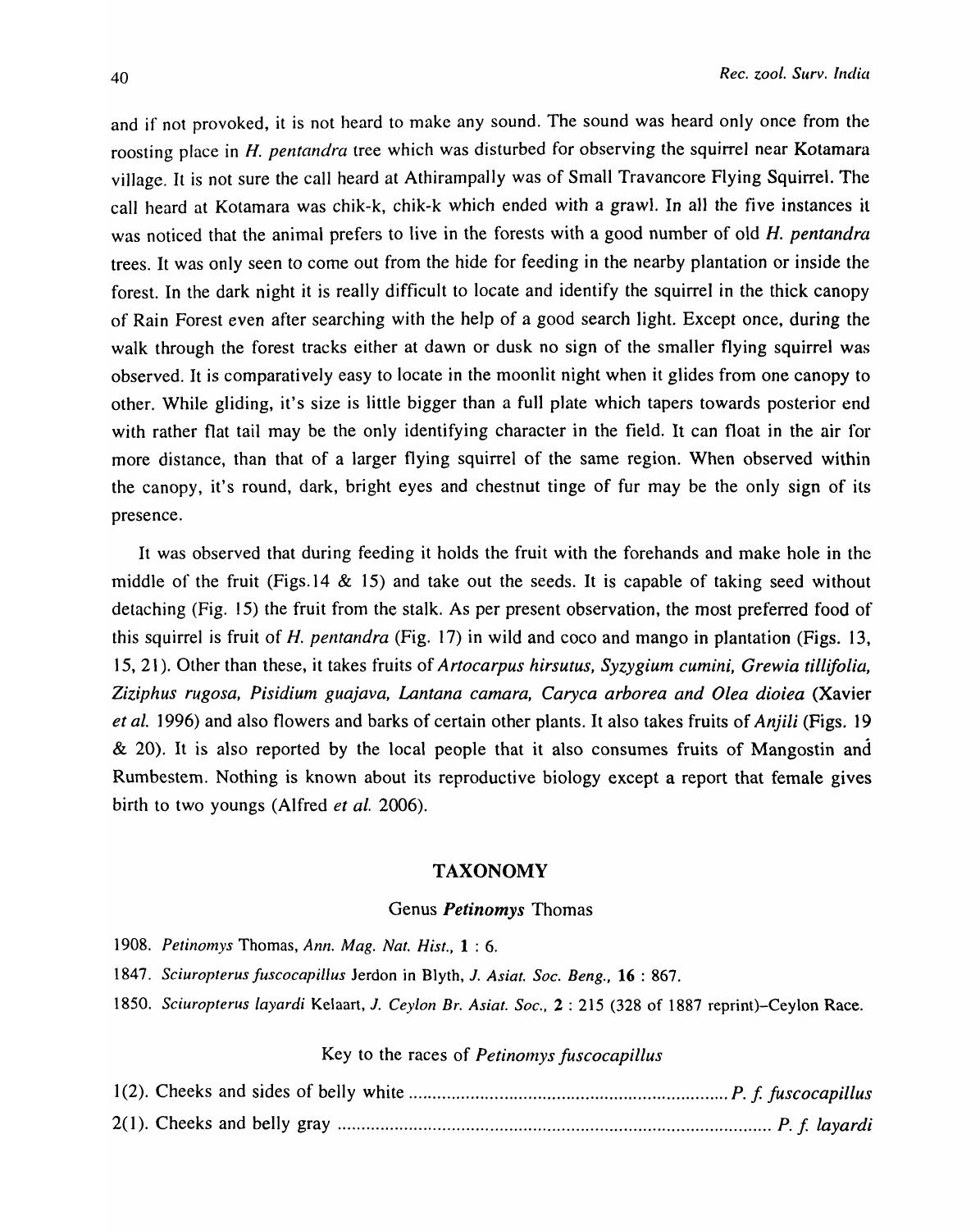and if not provoked, it is not heard to make any sound. The sound was heard only once from the roosting place in *H. pentandra* tree which was disturbed for observing the squirrel near Kotamara village. It is not sure the call heard at Athirampally was of Small Travancore Flying Squirrel. The call heard at Kotamara was chik-k, chik-k which ended with a grawl. In all the five instances it was noticed that the animal prefers to live in the forests with a good number of old *H. pentandra* trees. It was only seen to come out from the hide for feeding in the nearby plantation or inside the forest. In the dark night it is really difficult to locate and identify the squirrel in the thick canopy of Rain Forest even after searching with the help of a good search light. Except once, during the walk through the forest tracks either at dawn or dusk no sign of the smaller flying squirrel was observed. It is comparatively easy to locate in the moonlit night when it glides from one canopy to other. While gliding, it's size is little bigger than a full plate which tapers towards posterior end with rather flat tail may be the only identifying character in the field. It can float in the air for more distance, than that of a larger flying squirrel of the same region. When observed within the canopy, it's round, dark, bright eyes and chestnut tinge of fur may be the only sign of its presence.

It was observed that during feeding it holds the fruit with the forehands and make hole in the middle of the fruit (Figs.14 & 15) and take out the seeds. It is capable of taking seed without detaching (Fig. 15) the fruit from the stalk. As per present observation, the most preferred food of this squirrel is fruit of *H. pentandra* (Fig. 17) in wild and coco and mango in plantation (Figs. 13, 15, 21). Other than these, it takes fruits of *Artocarpus hirsutus, Syzygium cumini, Grewia tillifolia, Ziziphus rugosa, Pisidium guajava, Lantana camara, Caryca arborea and Olea dioiea* (Xavier *et al.* 1996) and also flowers and barks of certain other plants. It also takes fruits of *Anjili* (Figs. 19 & 20). It is also reported by the local people that it also consumes fruits of Mangostin and Rumbestem. Nothing is known about its reproductive biology except a report that female gives birth to two youngs (Alfred *et al.* 2006).

## TAXONOMY

### Genus *Petinomys* Thomas

1908. *Petinomys* Thomas, *Ann. Mag. Nat. Hist.*, **1** : 6.

1847. *Sciuropterus fuscocapillus* Jerdon in Blyth, *J. Asiat. Soc. Beng.*, **16** : 867.

1850. *Sciuropterus layardi* Kelaart, *J. Ceylon Br. Asiat. Soc.*, **2** : 215 (328 of 1887 reprint)–Ceylon Race.

#### Key to the races of *Petinomys fuscocapillus*

1(2). Cheeks and sides of belly white .................................................................. *P. f. fuscocapillus*

2(1). Cheeks and belly gray ......................................................................................... *P. f. layardi*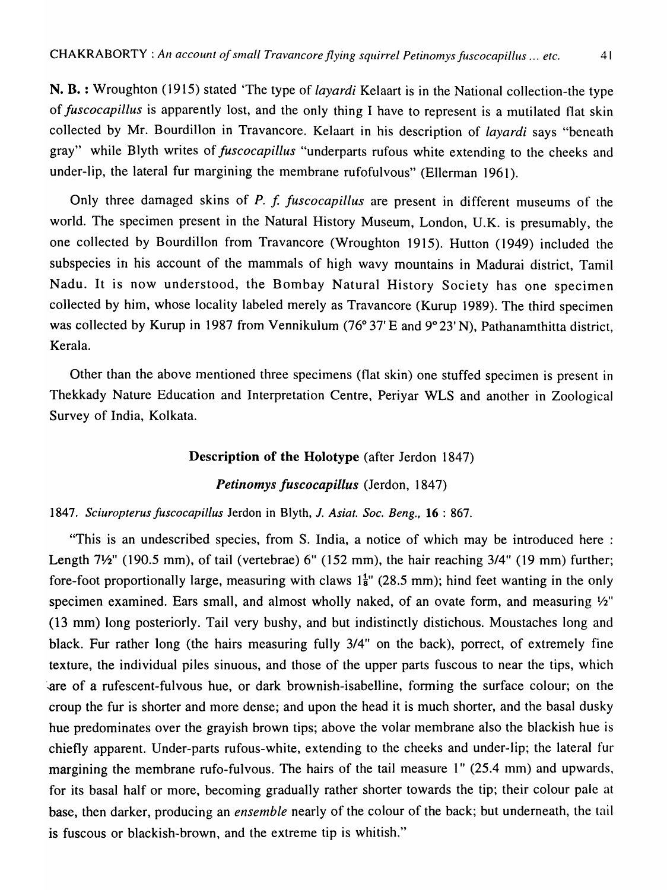**N. B.:** Wroughton (1915) stated 'The type of *layardi* Kelaart is in the National collection-the type of *fuscocapillus* is apparently lost, and the only thing I have to represent is a mutilated flat skin collected by Mr. Bourdillon in Travancore. Kelaart in his description of *layardi* says "beneath gray" while Blyth writes of *fuscocapillus* "underparts rufous white extending to the cheeks and under-lip, the lateral fur margining the membrane rufofulvous" (Ellerman 1961).

Only three damaged skins of *P. f. fuscocapillus* are present in different museums of the world. The specimen present in the Natural History Museum, London, U.K. is presumably, the one collected by Bourdillon from Travancore (Wroughton 1915). Hutton (1949) included the subspecies in his account of the mammals of high wavy mountains in Madurai district, Tamil Nadu. It is now understood, the Bombay Natural History Society has one specimen collected by him, whose locality labeled merely as Travancore (Kurup 1989). The third specimen was collected by Kurup in 1987 from Vennikulum (76° 37' E and 9° 23' N), Pathanamthitta district, Kerala.

Other than the above mentioned three specimens (flat skin) one stuffed specimen is present in Thekkady Nature Education and Interpretation Centre, Periyar WLS and another in Zoological Survey of India, Kolkata.

## Description of the Holotype (after Jerdon 1847)

### *Petinomys fuscocapillus* (Jerdon, 1847)

1847. *Sciuropterus fuscocapillus* Jerdon in Blyth, *J. Asiat. Soc. Beng.*, **16** : 867.

"This is an undescribed species, from S. India, a notice of which may be introduced here : Length 7½" (190.5 mm), of tail (vertebrae) 6" (152 mm), the hair reaching 3/4" (19 mm) further; fore-foot proportionally large, measuring with claws $1\frac{1}{8}$" (28.5 mm); hind feet wanting in the only specimen examined. Ears small, and almost wholly naked, of an ovate form, and measuring ½" (13 mm) long posteriorly. Tail very bushy, and but indistinctly distichous. Moustaches long and black. Fur rather long (the hairs measuring fully 3/4" on the back), porrect, of extremely fine texture, the individual piles sinuous, and those of the upper parts fuscous to near the tips, which are of a rufescent-fulvous hue, or dark brownish-isabelline, forming the surface colour; on the croup the fur is shorter and more dense; and upon the head it is much shorter, and the basal dusky hue predominates over the grayish brown tips; above the volar membrane also the blackish hue is chiefly apparent. Under-parts rufous-white, extending to the cheeks and under-lip; the lateral fur margining the membrane rufo-fulvous. The hairs of the tail measure 1" (25.4 mm) and upwards, for its basal half or more, becoming gradually rather shorter towards the tip; their colour pale at base, then darker, producing an *ensemble* nearly of the colour of the back; but underneath, the tail is fuscous or blackish-brown, and the extreme tip is whitish."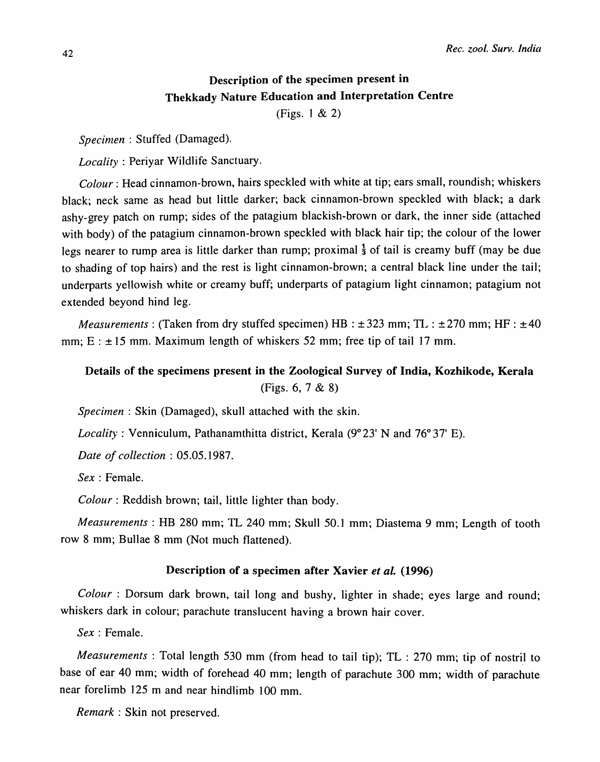## Description of the specimen present in Thekkady Nature Education and Interpretation Centre

(Figs. 1 & 2)

*Specimen* : Stuffed (Damaged).

*Locality* : Periyar Wildlife Sanctuary.

*Colour* : Head cinnamon-brown, hairs speckled with white at tip; ears small, roundish; whiskers black; neck same as head but little darker; back cinnamon-brown speckled with black; a dark ashy-grey patch on rump; sides of the patagium blackish-brown or dark, the inner side (attached with body) of the patagium cinnamon-brown speckled with black hair tip; the colour of the lower legs nearer to rump area is little darker than rump; proximal $\frac{1}{3}$ of tail is creamy buff (may be due to shading of top hairs) and the rest is light cinnamon-brown; a central black line under the tail; underparts yellowish white or creamy buff; underparts of patagium light cinnamon; patagium not extended beyond hind leg.

*Measurements* : (Taken from dry stuffed specimen) HB : $\pm$323 mm; TL : $\pm$270 mm; HF : $\pm$40 mm; E : $\pm$15 mm. Maximum length of whiskers 52 mm; free tip of tail 17 mm.

## Details of the specimens present in the Zoological Survey of India, Kozhikode, Kerala

(Figs. 6, 7 & 8)

*Specimen* : Skin (Damaged), skull attached with the skin.

*Locality* : Venniculum, Pathanamthitta district, Kerala (9°23' N and 76°37' E).

*Date of collection* : 05.05.1987.

*Sex* : Female.

*Colour* : Reddish brown; tail, little lighter than body.

*Measurements* : HB 280 mm; TL 240 mm; Skull 50.1 mm; Diastema 9 mm; Length of tooth row 8 mm; Bullae 8 mm (Not much flattened).

## Description of a specimen after Xavier *et al.* (1996)

*Colour* : Dorsum dark brown, tail long and bushy, lighter in shade; eyes large and round; whiskers dark in colour; parachute translucent having a brown hair cover.

*Sex* : Female.

*Measurements* : Total length 530 mm (from head to tail tip); TL : 270 mm; tip of nostril to base of ear 40 mm; width of forehead 40 mm; length of parachute 300 mm; width of parachute near forelimb 125 m and near hindlimb 100 mm.

*Remark* : Skin not preserved.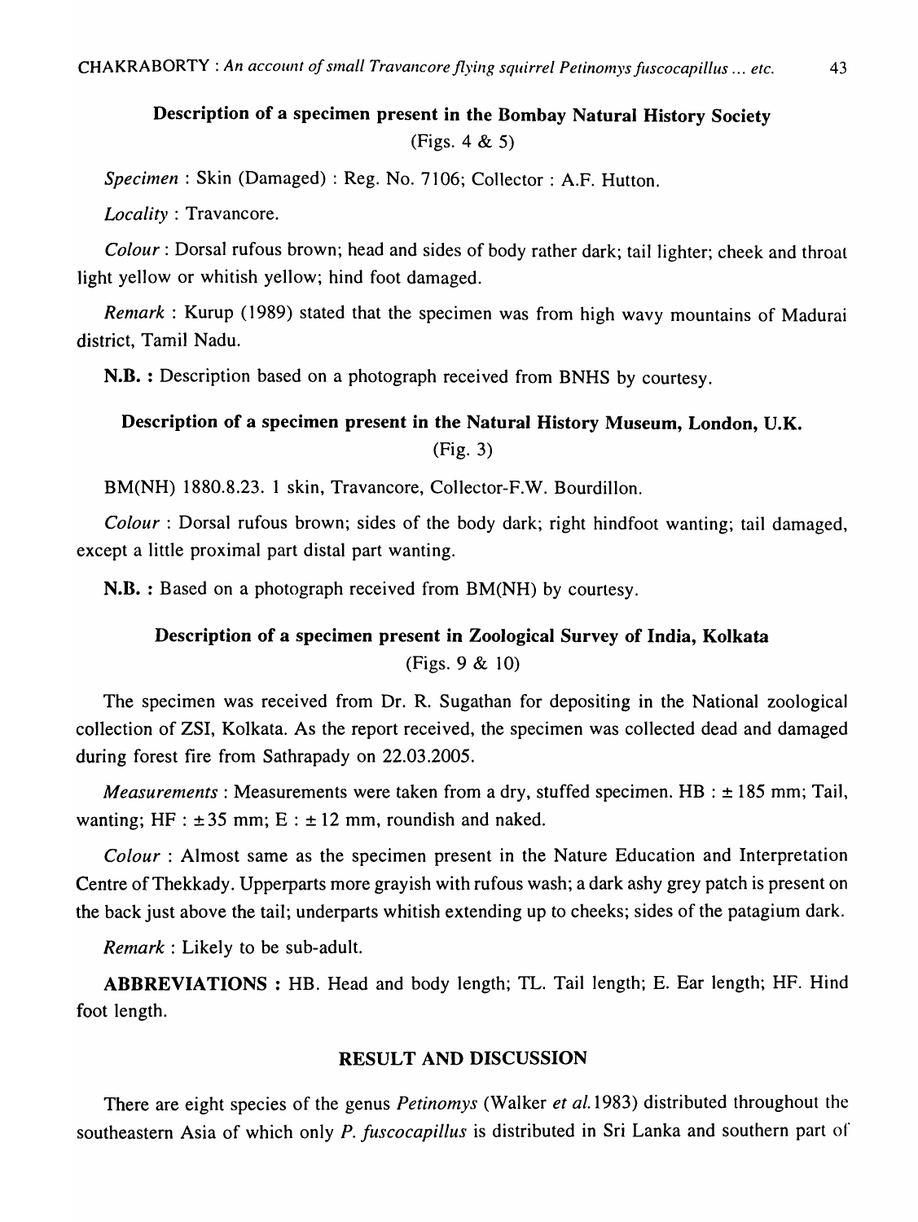### Description of a specimen present in the Bombay Natural History Society

(Figs. 4 & 5)

*Specimen* : Skin (Damaged) : Reg. No. 7106; Collector : A.F. Hutton.

*Locality* : Travancore.

*Colour* : Dorsal rufous brown; head and sides of body rather dark; tail lighter; cheek and throat light yellow or whitish yellow; hind foot damaged.

*Remark* : Kurup (1989) stated that the specimen was from high wavy mountains of Madurai district, Tamil Nadu.

**N.B. :** Description based on a photograph received from BNHS by courtesy.

### Description of a specimen present in the Natural History Museum, London, U.K.

(Fig. 3)

BM(NH) 1880.8.23. 1 skin, Travancore, Collector-F.W. Bourdillon.

*Colour* : Dorsal rufous brown; sides of the body dark; right hindfoot wanting; tail damaged, except a little proximal part distal part wanting.

**N.B. :** Based on a photograph received from BM(NH) by courtesy.

### Description of a specimen present in Zoological Survey of India, Kolkata

(Figs. 9 & 10)

The specimen was received from Dr. R. Sugathan for depositing in the National zoological collection of ZSI, Kolkata. As the report received, the specimen was collected dead and damaged during forest fire from Sathrapady on 22.03.2005.

*Measurements* : Measurements were taken from a dry, stuffed specimen. HB : ± 185 mm; Tail, wanting; HF : ±35 mm; E : ± 12 mm, roundish and naked.

*Colour* : Almost same as the specimen present in the Nature Education and Interpretation Centre of Thekkady. Upperparts more grayish with rufous wash; a dark ashy grey patch is present on the back just above the tail; underparts whitish extending up to cheeks; sides of the patagium dark.

*Remark* : Likely to be sub-adult.

**ABBREVIATIONS :** HB. Head and body length; TL. Tail length; E. Ear length; HF. Hind foot length.

## RESULT AND DISCUSSION

There are eight species of the genus *Petinomys* (Walker *et al.* 1983) distributed throughout the southeastern Asia of which only *P. fuscocapillus* is distributed in Sri Lanka and southern part of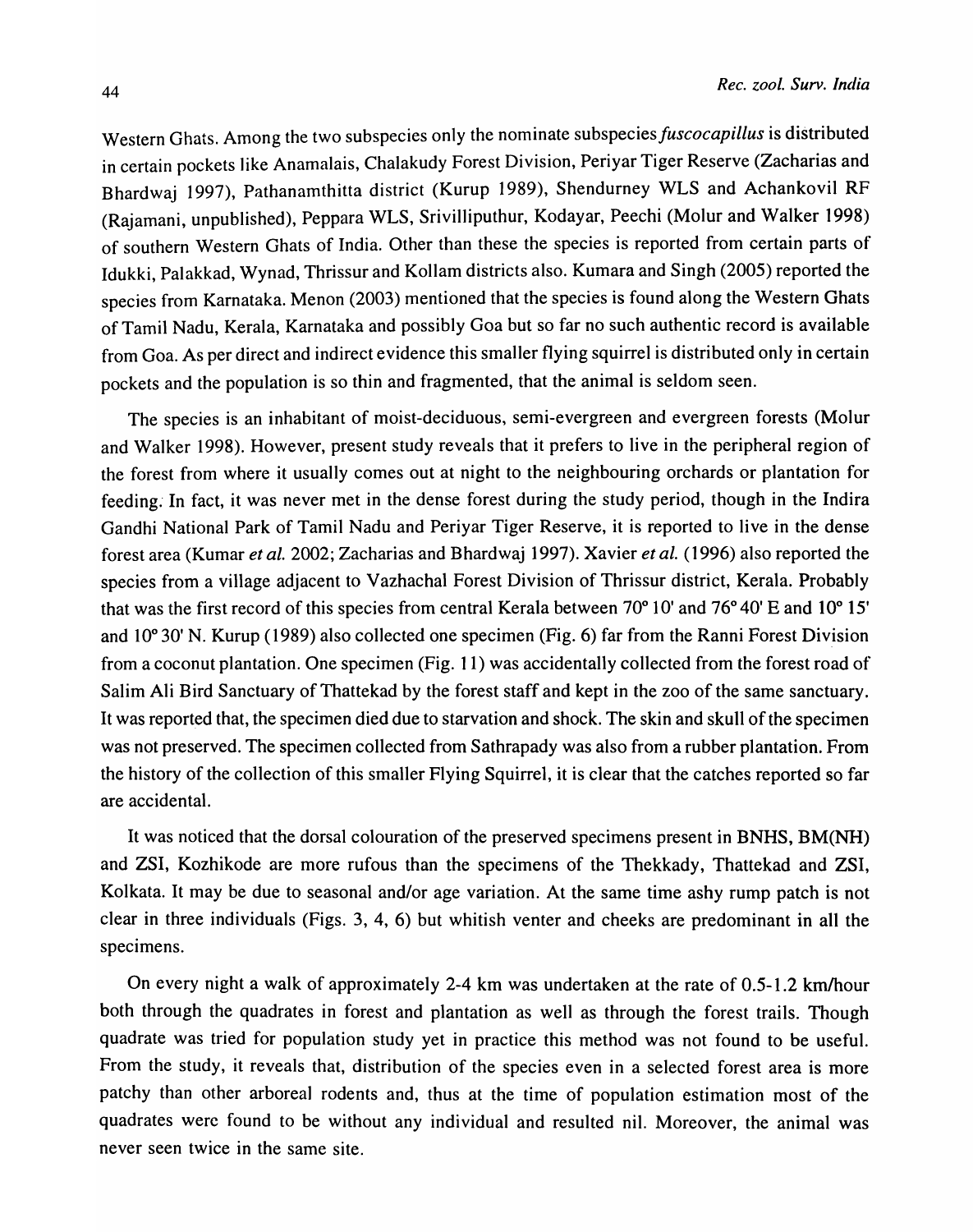Western Ghats. Among the two subspecies only the nominate subspecies *fuscocapillus* is distributed in certain pockets like Anamalais, Chalakudy Forest Division, Periyar Tiger Reserve (Zacharias and Bhardwaj 1997), Pathanamthitta district (Kurup 1989), Shendurney WLS and Achankovil RF (Rajamani, unpublished), Peppara WLS, Srivilliputhur, Kodayar, Peechi (Molur and Walker 1998) of southern Western Ghats of India. Other than these the species is reported from certain parts of Idukki, Palakkad, Wynad, Thrissur and Kollam districts also. Kumara and Singh (2005) reported the species from Karnataka. Menon (2003) mentioned that the species is found along the Western Ghats of Tamil Nadu, Kerala, Karnataka and possibly Goa but so far no such authentic record is available from Goa. As per direct and indirect evidence this smaller flying squirrel is distributed only in certain pockets and the population is so thin and fragmented, that the animal is seldom seen.

The species is an inhabitant of moist-deciduous, semi-evergreen and evergreen forests (Molur and Walker 1998). However, present study reveals that it prefers to live in the peripheral region of the forest from where it usually comes out at night to the neighbouring orchards or plantation for feeding. In fact, it was never met in the dense forest during the study period, though in the Indira Gandhi National Park of Tamil Nadu and Periyar Tiger Reserve, it is reported to live in the dense forest area (Kumar *et al.* 2002; Zacharias and Bhardwaj 1997). Xavier *et al.* (1996) also reported the species from a village adjacent to Vazhachal Forest Division of Thrissur district, Kerala. Probably that was the first record of this species from central Kerala between 70° 10' and 76° 40' E and 10° 15' and 10° 30' N. Kurup (1989) also collected one specimen (Fig. 6) far from the Ranni Forest Division from a coconut plantation. One specimen (Fig. 11) was accidentally collected from the forest road of Salim Ali Bird Sanctuary of Thattekad by the forest staff and kept in the zoo of the same sanctuary. It was reported that, the specimen died due to starvation and shock. The skin and skull of the specimen was not preserved. The specimen collected from Sathrapady was also from a rubber plantation. From the history of the collection of this smaller Flying Squirrel, it is clear that the catches reported so far are accidental.

It was noticed that the dorsal colouration of the preserved specimens present in BNHS, BM(NH) and ZSI, Kozhikode are more rufous than the specimens of the Thekkady, Thattekad and ZSI, Kolkata. It may be due to seasonal and/or age variation. At the same time ashy rump patch is not clear in three individuals (Figs. 3, 4, 6) but whitish venter and cheeks are predominant in all the specimens.

On every night a walk of approximately 2-4 km was undertaken at the rate of 0.5-1.2 km/hour both through the quadrates in forest and plantation as well as through the forest trails. Though quadrate was tried for population study yet in practice this method was not found to be useful. From the study, it reveals that, distribution of the species even in a selected forest area is more patchy than other arboreal rodents and, thus at the time of population estimation most of the quadrates were found to be without any individual and resulted nil. Moreover, the animal was never seen twice in the same site.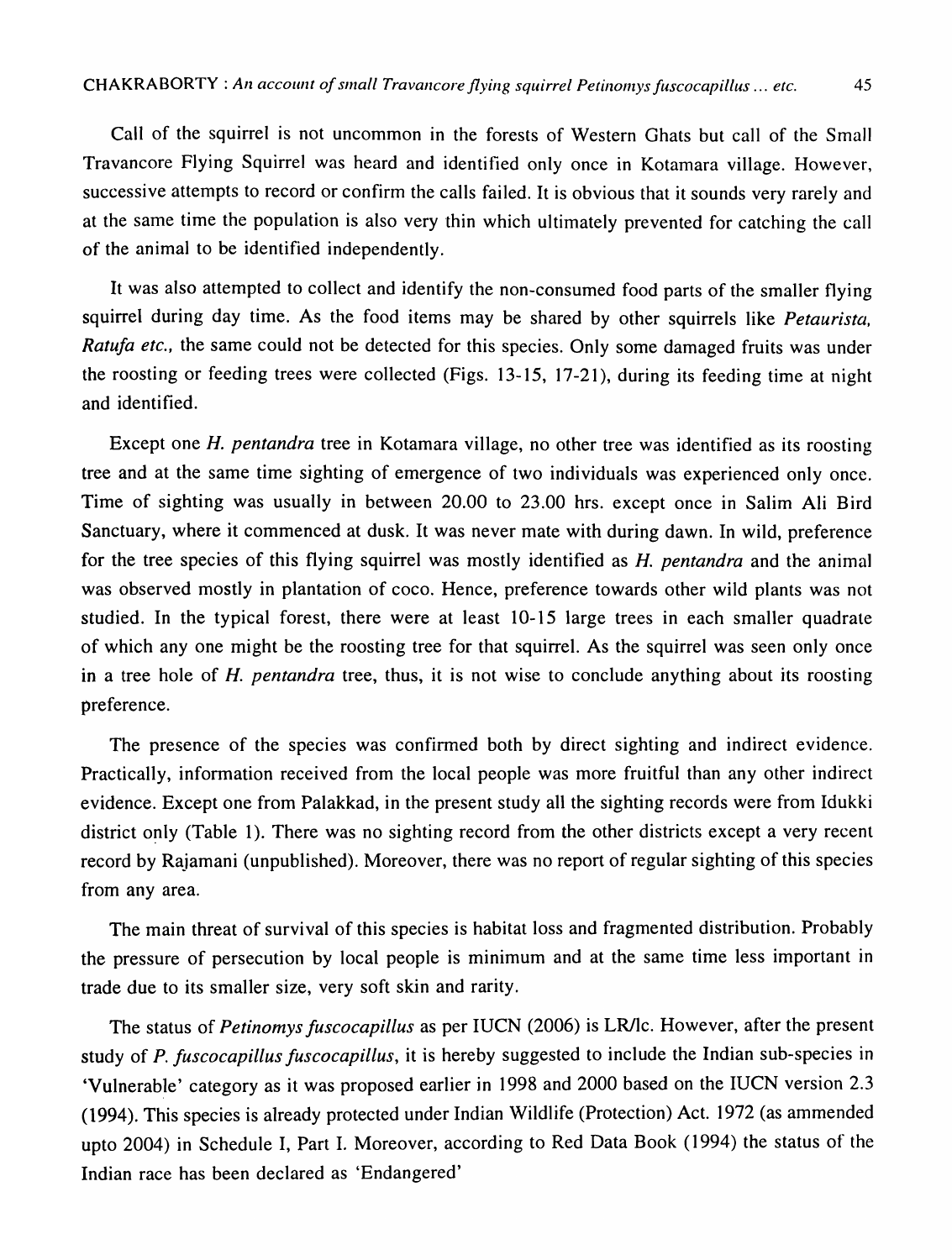Call of the squirrel is not uncommon in the forests of Western Ghats but call of the Small Travancore Flying Squirrel was heard and identified only once in Kotamara village. However, successive attempts to record or confirm the calls failed. It is obvious that it sounds very rarely and at the same time the population is also very thin which ultimately prevented for catching the call of the animal to be identified independently.

It was also attempted to collect and identify the non-consumed food parts of the smaller flying squirrel during day time. As the food items may be shared by other squirrels like *Petaurista, Ratufa etc.,* the same could not be detected for this species. Only some damaged fruits was under the roosting or feeding trees were collected (Figs. 13-15, 17-21), during its feeding time at night and identified.

Except one *H. pentandra* tree in Kotamara village, no other tree was identified as its roosting tree and at the same time sighting of emergence of two individuals was experienced only once. Time of sighting was usually in between 20.00 to 23.00 hrs. except once in Salim Ali Bird Sanctuary, where it commenced at dusk. It was never mate with during dawn. In wild, preference for the tree species of this flying squirrel was mostly identified as *H. pentandra* and the animal was observed mostly in plantation of coco. Hence, preference towards other wild plants was not studied. In the typical forest, there were at least 10-15 large trees in each smaller quadrate of which any one might be the roosting tree for that squirrel. As the squirrel was seen only once in a tree hole of *H. pentandra* tree, thus, it is not wise to conclude anything about its roosting preference.

The presence of the species was confirmed both by direct sighting and indirect evidence. Practically, information received from the local people was more fruitful than any other indirect evidence. Except one from Palakkad, in the present study all the sighting records were from Idukki district only (Table 1). There was no sighting record from the other districts except a very recent record by Rajamani (unpublished). Moreover, there was no report of regular sighting of this species from any area.

The main threat of survival of this species is habitat loss and fragmented distribution. Probably the pressure of persecution by local people is minimum and at the same time less important in trade due to its smaller size, very soft skin and rarity.

The status of *Petinomys fuscocapillus* as per IUCN (2006) is LR/lc. However, after the present study of *P. fuscocapillus fuscocapillus*, it is hereby suggested to include the Indian sub-species in 'Vulnerable' category as it was proposed earlier in 1998 and 2000 based on the IUCN version 2.3 (1994). This species is already protected under Indian Wildlife (Protection) Act. 1972 (as ammended upto 2004) in Schedule I, Part I. Moreover, according to Red Data Book (1994) the status of the Indian race has been declared as 'Endangered'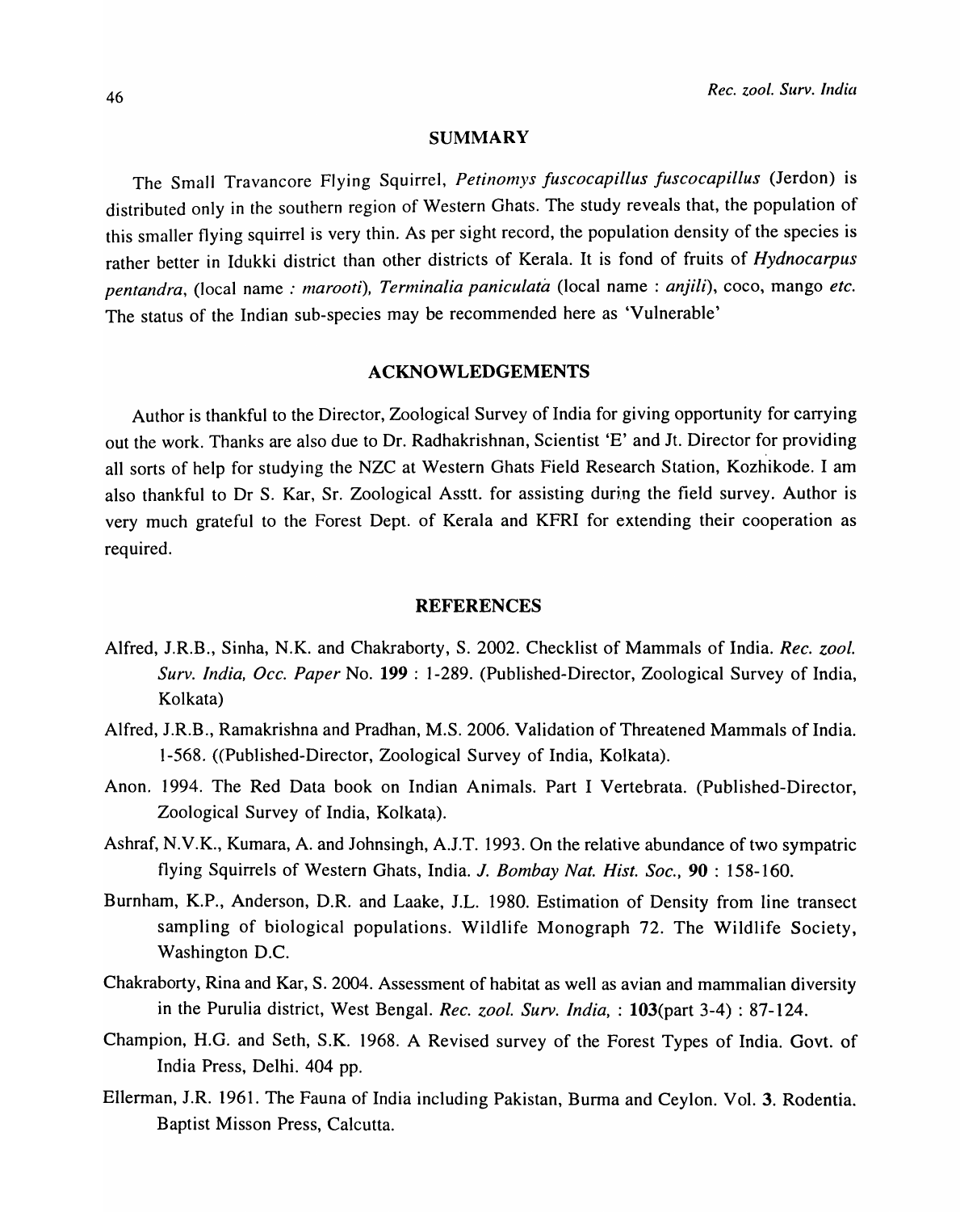## SUMMARY

The Small Travancore Flying Squirrel, *Petinomys fuscocapillus fuscocapillus* (Jerdon) is distributed only in the southern region of Western Ghats. The study reveals that, the population of this smaller flying squirrel is very thin. As per sight record, the population density of the species is rather better in Idukki district than other districts of Kerala. It is fond of fruits of *Hydnocarpus pentandra*, (local name : *marooti*), *Terminalia paniculata* (local name : *anjili*), coco, mango *etc.* The status of the Indian sub-species may be recommended here as 'Vulnerable'

## ACKNOWLEDGEMENTS

Author is thankful to the Director, Zoological Survey of India for giving opportunity for carrying out the work. Thanks are also due to Dr. Radhakrishnan, Scientist 'E' and Jt. Director for providing all sorts of help for studying the NZC at Western Ghats Field Research Station, Kozhikode. I am also thankful to Dr S. Kar, Sr. Zoological Asstt. for assisting during the field survey. Author is very much grateful to the Forest Dept. of Kerala and KFRI for extending their cooperation as required.

## REFERENCES

Alfred, J.R.B., Sinha, N.K. and Chakraborty, S. 2002. Checklist of Mammals of India. *Rec. zool. Surv. India, Occ. Paper* No. **199** : 1-289. (Published-Director, Zoological Survey of India, Kolkata)

Alfred, J.R.B., Ramakrishna and Pradhan, M.S. 2006. Validation of Threatened Mammals of India. 1-568. ((Published-Director, Zoological Survey of India, Kolkata).

Anon. 1994. The Red Data book on Indian Animals. Part I Vertebrata. (Published-Director, Zoological Survey of India, Kolkata).

Ashraf, N.V.K., Kumara, A. and Johnsingh, A.J.T. 1993. On the relative abundance of two sympatric flying Squirrels of Western Ghats, India. *J. Bombay Nat. Hist. Soc.*, **90** : 158-160.

Burnham, K.P., Anderson, D.R. and Laake, J.L. 1980. Estimation of Density from line transect sampling of biological populations. Wildlife Monograph 72. The Wildlife Society, Washington D.C.

Chakraborty, Rina and Kar, S. 2004. Assessment of habitat as well as avian and mammalian diversity in the Purulia district, West Bengal. *Rec. zool. Surv. India,* : **103**(part 3-4) : 87-124.

Champion, H.G. and Seth, S.K. 1968. A Revised survey of the Forest Types of India. Govt. of India Press, Delhi. 404 pp.

Ellerman, J.R. 1961. The Fauna of India including Pakistan, Burma and Ceylon. Vol. **3**. Rodentia. Baptist Misson Press, Calcutta.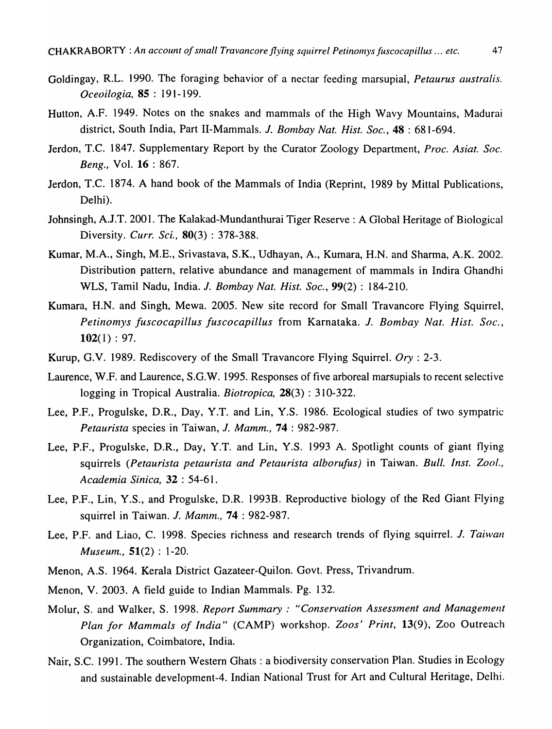Goldingay, R.L. 1990. The foraging behavior of a nectar feeding marsupial, *Petaurus australis*. *Oceoilogia*, **85** : 191-199.

Hutton, A.F. 1949. Notes on the snakes and mammals of the High Wavy Mountains, Madurai district, South India, Part II-Mammals. *J. Bombay Nat. Hist. Soc.*, **48** : 681-694.

Jerdon, T.C. 1847. Supplementary Report by the Curator Zoology Department, *Proc. Asiat. Soc. Beng.*, Vol. **16** : 867.

Jerdon, T.C. 1874. A hand book of the Mammals of India (Reprint, 1989 by Mittal Publications, Delhi).

Johnsingh, A.J.T. 2001. The Kalakad-Mundanthurai Tiger Reserve : A Global Heritage of Biological Diversity. *Curr. Sci.*, **80**(3) : 378-388.

Kumar, M.A., Singh, M.E., Srivastava, S.K., Udhayan, A., Kumara, H.N. and Sharma, A.K. 2002. Distribution pattern, relative abundance and management of mammals in Indira Ghandhi WLS, Tamil Nadu, India. *J. Bombay Nat. Hist. Soc.*, **99**(2) : 184-210.

Kumara, H.N. and Singh, Mewa. 2005. New site record for Small Travancore Flying Squirrel, *Petinomys fuscocapillus fuscocapillus* from Karnataka. *J. Bombay Nat. Hist. Soc.*, **102**(1) : 97.

Kurup, G.V. 1989. Rediscovery of the Small Travancore Flying Squirrel. *Ory* : 2-3.

Laurence, W.F. and Laurence, S.G.W. 1995. Responses of five arboreal marsupials to recent selective logging in Tropical Australia. *Biotropica*, **28**(3) : 310-322.

Lee, P.F., Progulske, D.R., Day, Y.T. and Lin, Y.S. 1986. Ecological studies of two sympatric *Petaurista* species in Taiwan, *J. Mamm.*, **74** : 982-987.

Lee, P.F., Progulske, D.R., Day, Y.T. and Lin, Y.S. 1993 A. Spotlight counts of giant flying squirrels (*Petaurista petaurista and Petaurista alborufus*) in Taiwan. *Bull. Inst. Zool., Academia Sinica*, **32** : 54-61.

Lee, P.F., Lin, Y.S., and Progulske, D.R. 1993B. Reproductive biology of the Red Giant Flying squirrel in Taiwan. *J. Mamm.*, **74** : 982-987.

Lee, P.F. and Liao, C. 1998. Species richness and research trends of flying squirrel. *J. Taiwan Museum.*, **51**(2) : 1-20.

Menon, A.S. 1964. Kerala District Gazateer-Quilon. Govt. Press, Trivandrum.

Menon, V. 2003. A field guide to Indian Mammals. Pg. 132.

Molur, S. and Walker, S. 1998. *Report Summary : "Conservation Assessment and Management Plan for Mammals of India"* (CAMP) workshop. *Zoos' Print*, **13**(9), Zoo Outreach Organization, Coimbatore, India.

Nair, S.C. 1991. The southern Western Ghats : a biodiversity conservation Plan. Studies in Ecology and sustainable development-4. Indian National Trust for Art and Cultural Heritage, Delhi.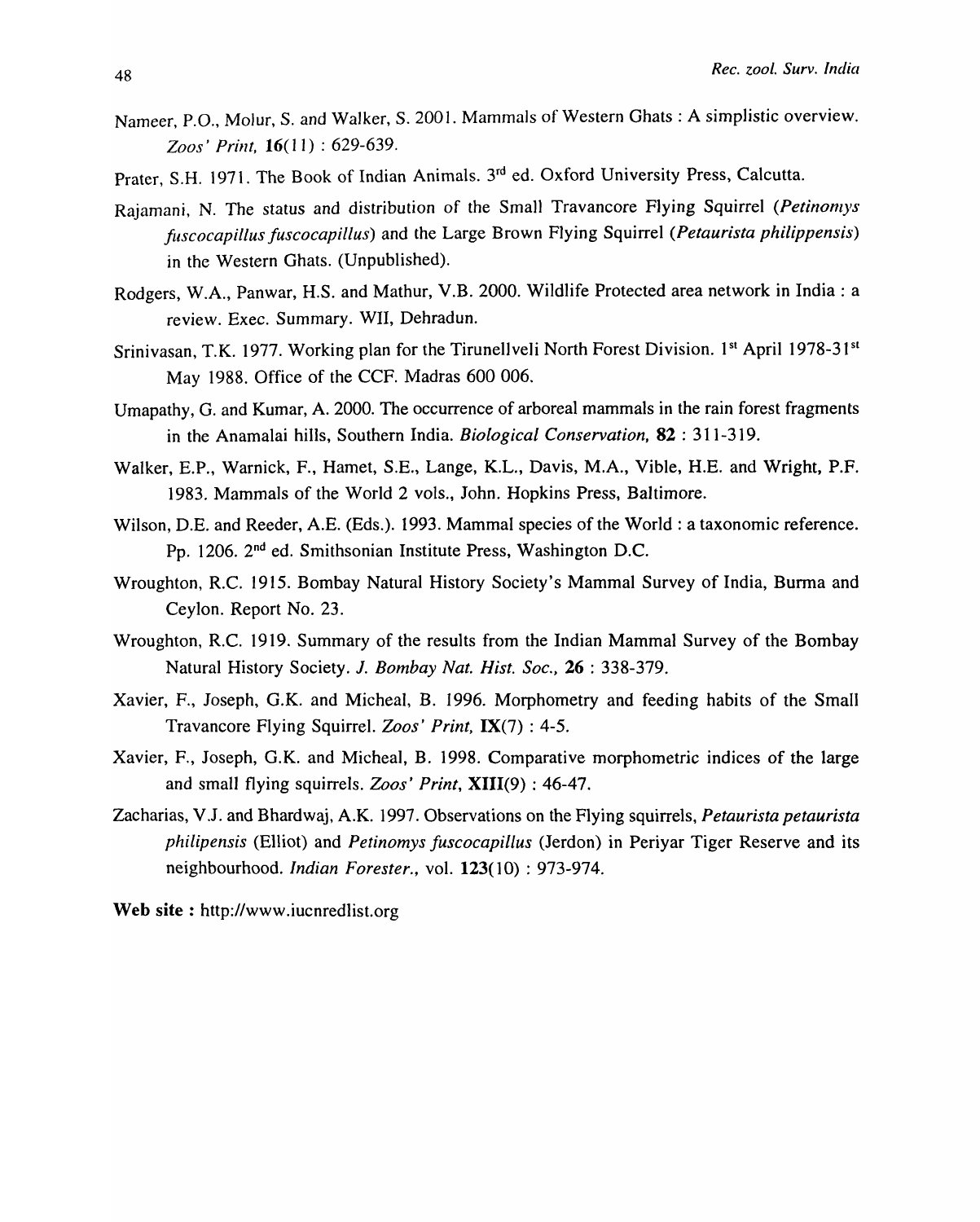Nameer, P.O., Molur, S. and Walker, S. 2001. Mammals of Western Ghats : A simplistic overview. *Zoos' Print,* **16**(11) : 629-639.

Prater, S.H. 1971. The Book of Indian Animals. 3rd ed. Oxford University Press, Calcutta.

Rajamani, N. The status and distribution of the Small Travancore Flying Squirrel (*Petinomys fuscocapillus fuscocapillus*) and the Large Brown Flying Squirrel (*Petaurista philippensis*) in the Western Ghats. (Unpublished).

Rodgers, W.A., Panwar, H.S. and Mathur, V.B. 2000. Wildlife Protected area network in India : a review. Exec. Summary. WII, Dehradun.

Srinivasan, T.K. 1977. Working plan for the Tirunellveli North Forest Division. 1st April 1978-31st May 1988. Office of the CCF. Madras 600 006.

Umapathy, G. and Kumar, A. 2000. The occurrence of arboreal mammals in the rain forest fragments in the Anamalai hills, Southern India. *Biological Conservation,* **82** : 311-319.

Walker, E.P., Warnick, F., Hamet, S.E., Lange, K.L., Davis, M.A., Vible, H.E. and Wright, P.F. 1983. Mammals of the World 2 vols., John. Hopkins Press, Baltimore.

Wilson, D.E. and Reeder, A.E. (Eds.). 1993. Mammal species of the World : a taxonomic reference. Pp. 1206. 2nd ed. Smithsonian Institute Press, Washington D.C.

Wroughton, R.C. 1915. Bombay Natural History Society's Mammal Survey of India, Burma and Ceylon. Report No. 23.

Wroughton, R.C. 1919. Summary of the results from the Indian Mammal Survey of the Bombay Natural History Society. *J. Bombay Nat. Hist. Soc.,* **26** : 338-379.

Xavier, F., Joseph, G.K. and Micheal, B. 1996. Morphometry and feeding habits of the Small Travancore Flying Squirrel. *Zoos' Print,* **IX**(7) : 4-5.

Xavier, F., Joseph, G.K. and Micheal, B. 1998. Comparative morphometric indices of the large and small flying squirrels. *Zoos' Print,* **XIII**(9) : 46-47.

Zacharias, V.J. and Bhardwaj, A.K. 1997. Observations on the Flying squirrels, *Petaurista petaurista philipensis* (Elliot) and *Petinomys fuscocapillus* (Jerdon) in Periyar Tiger Reserve and its neighbourhood. *Indian Forester.,* vol. **123**(10) : 973-974.

**Web site :** http://www.iucnredlist.org